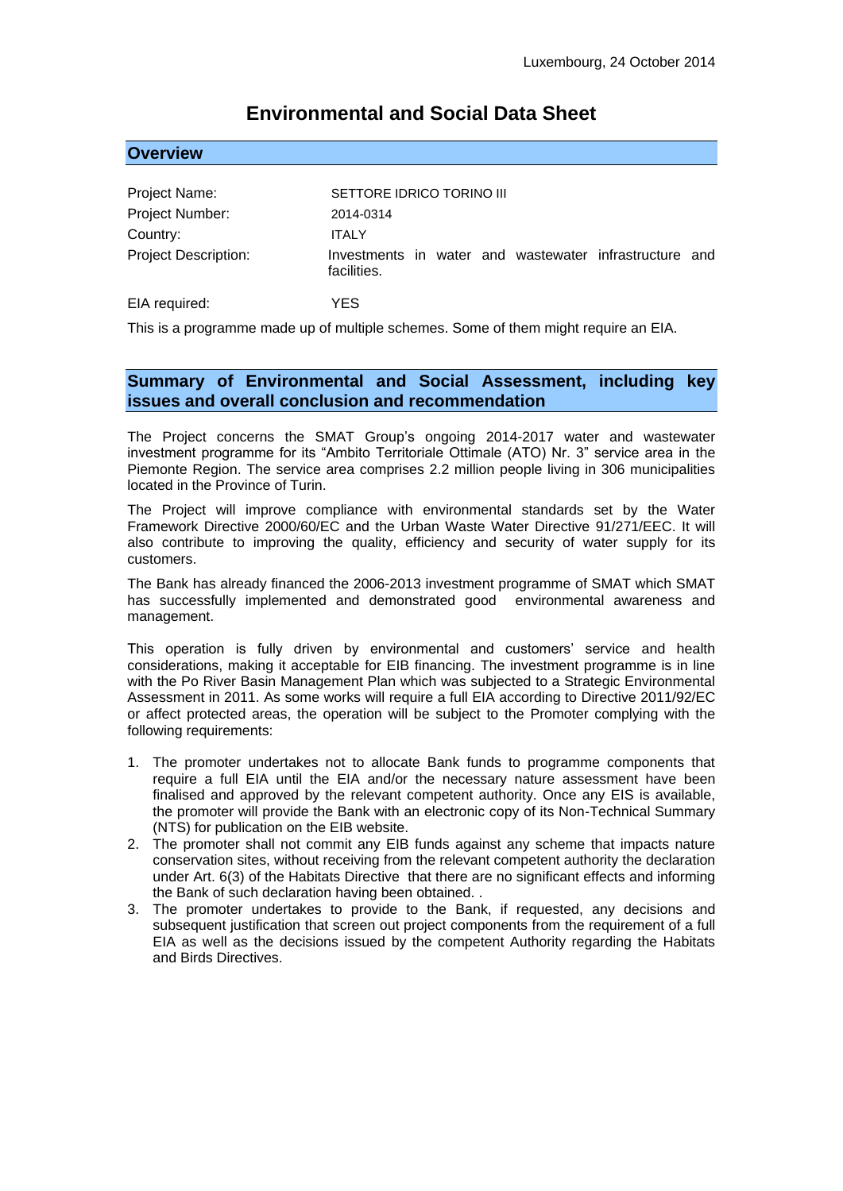Luxembourg, 24 October 2014

# Environmental and Social Data Sheet

## Overview

| | |
|---|---|
| Project Name: | SETTORE IDRICO TORINO III |
| Project Number: | 2014-0314 |
| Country: | ITALY |
| Project Description: | Investments in water and wastewater infrastructure and facilities. |
| EIA required: | YES |

This is a programme made up of multiple schemes. Some of them might require an EIA.

## Summary of Environmental and Social Assessment, including key issues and overall conclusion and recommendation

The Project concerns the SMAT Group's ongoing 2014-2017 water and wastewater investment programme for its "Ambito Territoriale Ottimale (ATO) Nr. 3" service area in the Piemonte Region. The service area comprises 2.2 million people living in 306 municipalities located in the Province of Turin.

The Project will improve compliance with environmental standards set by the Water Framework Directive 2000/60/EC and the Urban Waste Water Directive 91/271/EEC. It will also contribute to improving the quality, efficiency and security of water supply for its customers.

The Bank has already financed the 2006-2013 investment programme of SMAT which SMAT has successfully implemented and demonstrated good environmental awareness and management.

This operation is fully driven by environmental and customers' service and health considerations, making it acceptable for EIB financing. The investment programme is in line with the Po River Basin Management Plan which was subjected to a Strategic Environmental Assessment in 2011. As some works will require a full EIA according to Directive 2011/92/EC or affect protected areas, the operation will be subject to the Promoter complying with the following requirements:

1. The promoter undertakes not to allocate Bank funds to programme components that require a full EIA until the EIA and/or the necessary nature assessment have been finalised and approved by the relevant competent authority. Once any EIS is available, the promoter will provide the Bank with an electronic copy of its Non-Technical Summary (NTS) for publication on the EIB website.
2. The promoter shall not commit any EIB funds against any scheme that impacts nature conservation sites, without receiving from the relevant competent authority the declaration under Art. 6(3) of the Habitats Directive that there are no significant effects and informing the Bank of such declaration having been obtained. .
3. The promoter undertakes to provide to the Bank, if requested, any decisions and subsequent justification that screen out project components from the requirement of a full EIA as well as the decisions issued by the competent Authority regarding the Habitats and Birds Directives.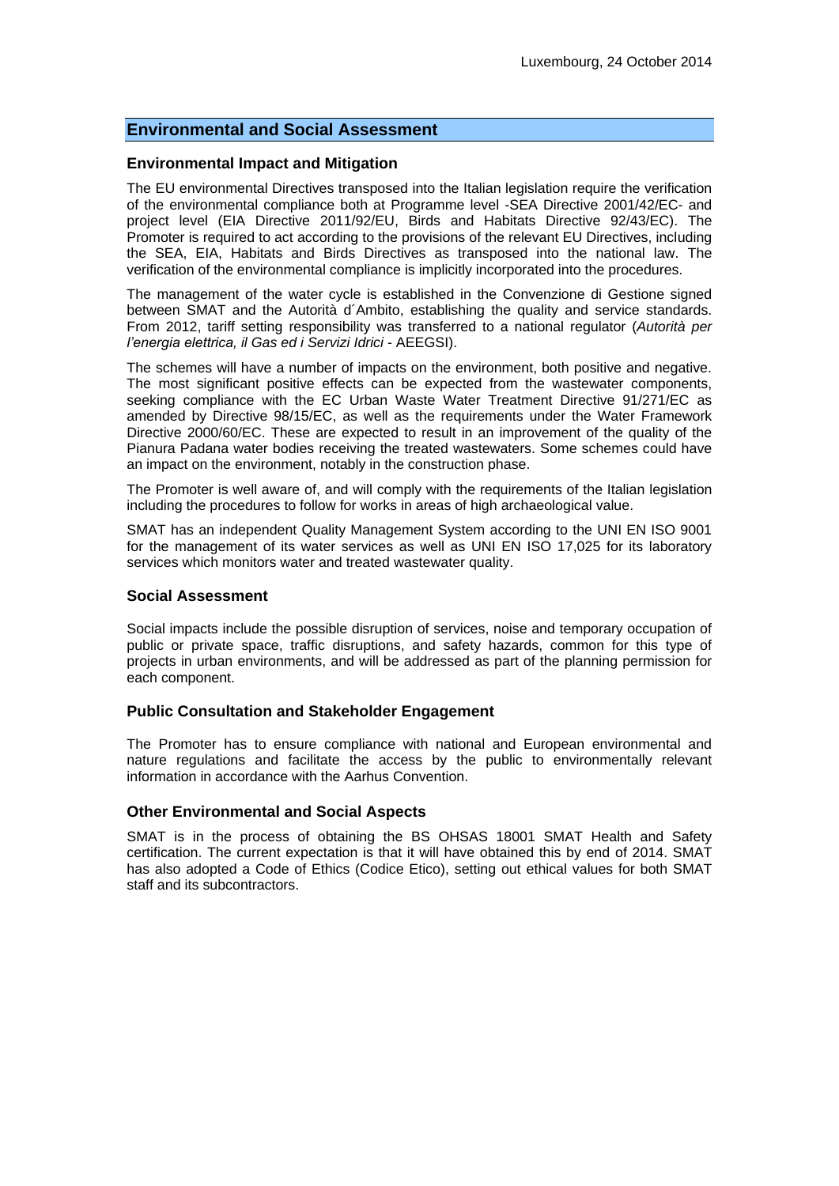Luxembourg, 24 October 2014

## Environmental and Social Assessment

### Environmental Impact and Mitigation

The EU environmental Directives transposed into the Italian legislation require the verification of the environmental compliance both at Programme level -SEA Directive 2001/42/EC- and project level (EIA Directive 2011/92/EU, Birds and Habitats Directive 92/43/EC). The Promoter is required to act according to the provisions of the relevant EU Directives, including the SEA, EIA, Habitats and Birds Directives as transposed into the national law. The verification of the environmental compliance is implicitly incorporated into the procedures.

The management of the water cycle is established in the Convenzione di Gestione signed between SMAT and the Autorità d´Ambito, establishing the quality and service standards. From 2012, tariff setting responsibility was transferred to a national regulator (*Autorità per l'energia elettrica, il Gas ed i Servizi Idrici* - AEEGSI).

The schemes will have a number of impacts on the environment, both positive and negative. The most significant positive effects can be expected from the wastewater components, seeking compliance with the EC Urban Waste Water Treatment Directive 91/271/EC as amended by Directive 98/15/EC, as well as the requirements under the Water Framework Directive 2000/60/EC. These are expected to result in an improvement of the quality of the Pianura Padana water bodies receiving the treated wastewaters. Some schemes could have an impact on the environment, notably in the construction phase.

The Promoter is well aware of, and will comply with the requirements of the Italian legislation including the procedures to follow for works in areas of high archaeological value.

SMAT has an independent Quality Management System according to the UNI EN ISO 9001 for the management of its water services as well as UNI EN ISO 17,025 for its laboratory services which monitors water and treated wastewater quality.

### Social Assessment

Social impacts include the possible disruption of services, noise and temporary occupation of public or private space, traffic disruptions, and safety hazards, common for this type of projects in urban environments, and will be addressed as part of the planning permission for each component.

### Public Consultation and Stakeholder Engagement

The Promoter has to ensure compliance with national and European environmental and nature regulations and facilitate the access by the public to environmentally relevant information in accordance with the Aarhus Convention.

### Other Environmental and Social Aspects

SMAT is in the process of obtaining the BS OHSAS 18001 SMAT Health and Safety certification. The current expectation is that it will have obtained this by end of 2014. SMAT has also adopted a Code of Ethics (Codice Etico), setting out ethical values for both SMAT staff and its subcontractors.